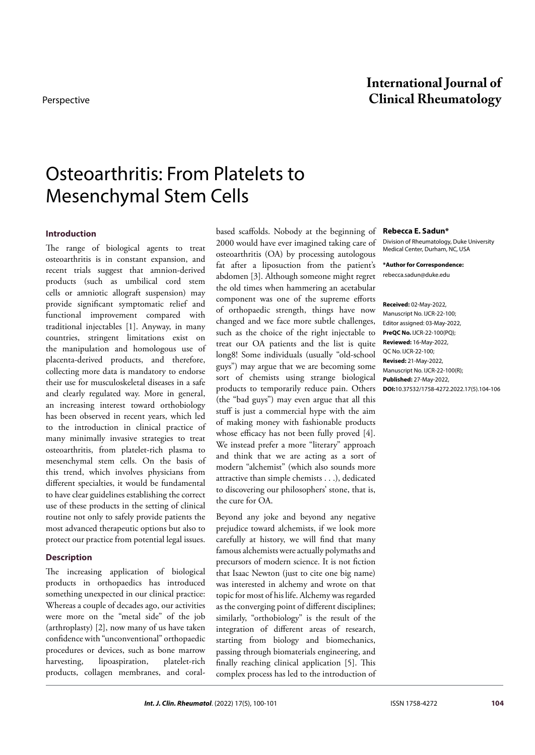Perspective

# International Journal of Clinical Rheumatology

# Osteoarthritis: From Platelets to Mesenchymal Stem Cells

**Rebecca E. Sadun***

Division of Rheumatology, Duke University Medical Center, Durham, NC, USA

***Author for Correspondence:**
rebecca.sadun@duke.edu

**Received:** 02-May-2022, Manuscript No. IJCR-22-100; Editor assigned: 03-May-2022, **PreQC No.** IJCR-22-100(PQ); **Reviewed:** 16-May-2022, QC No. IJCR-22-100; **Revised:** 21-May-2022, Manuscript No. IJCR-22-100(R); **Published:** 27-May-2022, **DOI:**10.37532/1758-4272.2022.17(5).104-106

## Introduction

The range of biological agents to treat osteoarthritis is in constant expansion, and recent trials suggest that amnion-derived products (such as umbilical cord stem cells or amniotic allograft suspension) may provide significant symptomatic relief and functional improvement compared with traditional injectables [1]. Anyway, in many countries, stringent limitations exist on the manipulation and homologous use of placenta-derived products, and therefore, collecting more data is mandatory to endorse their use for musculoskeletal diseases in a safe and clearly regulated way. More in general, an increasing interest toward orthobiology has been observed in recent years, which led to the introduction in clinical practice of many minimally invasive strategies to treat osteoarthritis, from platelet-rich plasma to mesenchymal stem cells. On the basis of this trend, which involves physicians from different specialties, it would be fundamental to have clear guidelines establishing the correct use of these products in the setting of clinical routine not only to safely provide patients the most advanced therapeutic options but also to protect our practice from potential legal issues.

## Description

The increasing application of biological products in orthopaedics has introduced something unexpected in our clinical practice: Whereas a couple of decades ago, our activities were more on the "metal side" of the job (arthroplasty) [2], now many of us have taken confidence with "unconventional" orthopaedic procedures or devices, such as bone marrow harvesting, lipoaspiration, platelet-rich products, collagen membranes, and coral-based scaffolds. Nobody at the beginning of 2000 would have ever imagined taking care of osteoarthritis (OA) by processing autologous fat after a liposuction from the patient's abdomen [3]. Although someone might regret the old times when hammering an acetabular component was one of the supreme efforts of orthopaedic strength, things have now changed and we face more subtle challenges, such as the choice of the right injectable to treat our OA patients and the list is quite long8! Some individuals (usually "old-school guys") may argue that we are becoming some sort of chemists using strange biological products to temporarily reduce pain. Others (the "bad guys") may even argue that all this stuff is just a commercial hype with the aim of making money with fashionable products whose efficacy has not been fully proved [4]. We instead prefer a more "literary" approach and think that we are acting as a sort of modern "alchemist" (which also sounds more attractive than simple chemists . . .), dedicated to discovering our philosophers' stone, that is, the cure for OA.

Beyond any joke and beyond any negative prejudice toward alchemists, if we look more carefully at history, we will find that many famous alchemists were actually polymaths and precursors of modern science. It is not fiction that Isaac Newton (just to cite one big name) was interested in alchemy and wrote on that topic for most of his life. Alchemy was regarded as the converging point of different disciplines; similarly, "orthobiology" is the result of the integration of different areas of research, starting from biology and biomechanics, passing through biomaterials engineering, and finally reaching clinical application [5]. This complex process has led to the introduction of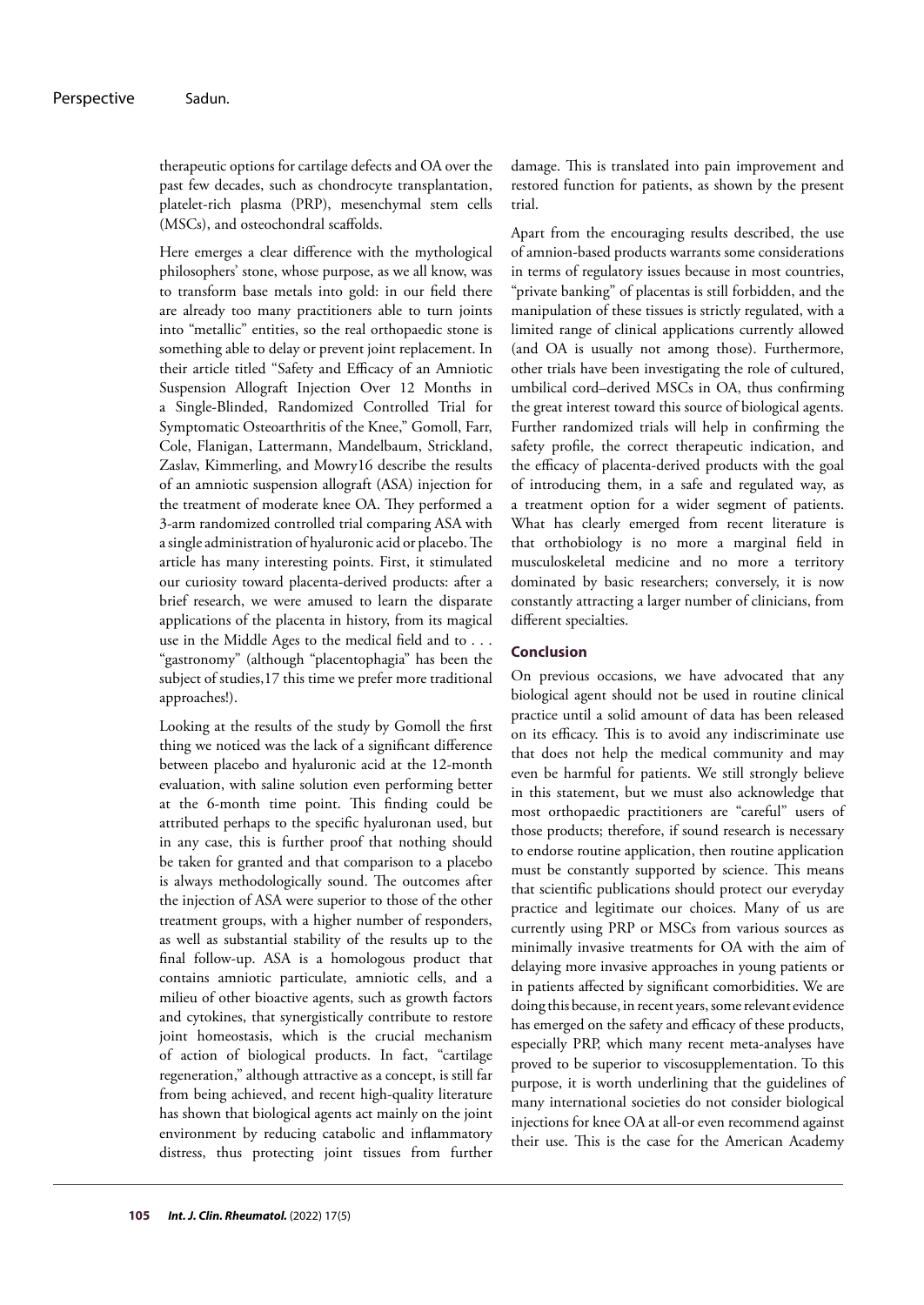therapeutic options for cartilage defects and OA over the past few decades, such as chondrocyte transplantation, platelet-rich plasma (PRP), mesenchymal stem cells (MSCs), and osteochondral scaffolds.

Here emerges a clear difference with the mythological philosophers' stone, whose purpose, as we all know, was to transform base metals into gold: in our field there are already too many practitioners able to turn joints into "metallic" entities, so the real orthopaedic stone is something able to delay or prevent joint replacement. In their article titled "Safety and Efficacy of an Amniotic Suspension Allograft Injection Over 12 Months in a Single-Blinded, Randomized Controlled Trial for Symptomatic Osteoarthritis of the Knee," Gomoll, Farr, Cole, Flanigan, Lattermann, Mandelbaum, Strickland, Zaslav, Kimmerling, and Mowry[16] describe the results of an amniotic suspension allograft (ASA) injection for the treatment of moderate knee OA. They performed a 3-arm randomized controlled trial comparing ASA with a single administration of hyaluronic acid or placebo. The article has many interesting points. First, it stimulated our curiosity toward placenta-derived products: after a brief research, we were amused to learn the disparate applications of the placenta in history, from its magical use in the Middle Ages to the medical field and to . . . "gastronomy" (although "placentophagia" has been the subject of studies,[17] this time we prefer more traditional approaches!).

Looking at the results of the study by Gomoll the first thing we noticed was the lack of a significant difference between placebo and hyaluronic acid at the 12-month evaluation, with saline solution even performing better at the 6-month time point. This finding could be attributed perhaps to the specific hyaluronan used, but in any case, this is further proof that nothing should be taken for granted and that comparison to a placebo is always methodologically sound. The outcomes after the injection of ASA were superior to those of the other treatment groups, with a higher number of responders, as well as substantial stability of the results up to the final follow-up. ASA is a homologous product that contains amniotic particulate, amniotic cells, and a milieu of other bioactive agents, such as growth factors and cytokines, that synergistically contribute to restore joint homeostasis, which is the crucial mechanism of action of biological products. In fact, "cartilage regeneration," although attractive as a concept, is still far from being achieved, and recent high-quality literature has shown that biological agents act mainly on the joint environment by reducing catabolic and inflammatory distress, thus protecting joint tissues from further damage. This is translated into pain improvement and restored function for patients, as shown by the present trial.

Apart from the encouraging results described, the use of amnion-based products warrants some considerations in terms of regulatory issues because in most countries, "private banking" of placentas is still forbidden, and the manipulation of these tissues is strictly regulated, with a limited range of clinical applications currently allowed (and OA is usually not among those). Furthermore, other trials have been investigating the role of cultured, umbilical cord–derived MSCs in OA, thus confirming the great interest toward this source of biological agents. Further randomized trials will help in confirming the safety profile, the correct therapeutic indication, and the efficacy of placenta-derived products with the goal of introducing them, in a safe and regulated way, as a treatment option for a wider segment of patients. What has clearly emerged from recent literature is that orthobiology is no more a marginal field in musculoskeletal medicine and no more a territory dominated by basic researchers; conversely, it is now constantly attracting a larger number of clinicians, from different specialties.

## Conclusion

On previous occasions, we have advocated that any biological agent should not be used in routine clinical practice until a solid amount of data has been released on its efficacy. This is to avoid any indiscriminate use that does not help the medical community and may even be harmful for patients. We still strongly believe in this statement, but we must also acknowledge that most orthopaedic practitioners are "careful" users of those products; therefore, if sound research is necessary to endorse routine application, then routine application must be constantly supported by science. This means that scientific publications should protect our everyday practice and legitimate our choices. Many of us are currently using PRP or MSCs from various sources as minimally invasive treatments for OA with the aim of delaying more invasive approaches in young patients or in patients affected by significant comorbidities. We are doing this because, in recent years, some relevant evidence has emerged on the safety and efficacy of these products, especially PRP, which many recent meta-analyses have proved to be superior to viscosupplementation. To this purpose, it is worth underlining that the guidelines of many international societies do not consider biological injections for knee OA at all-or even recommend against their use. This is the case for the American Academy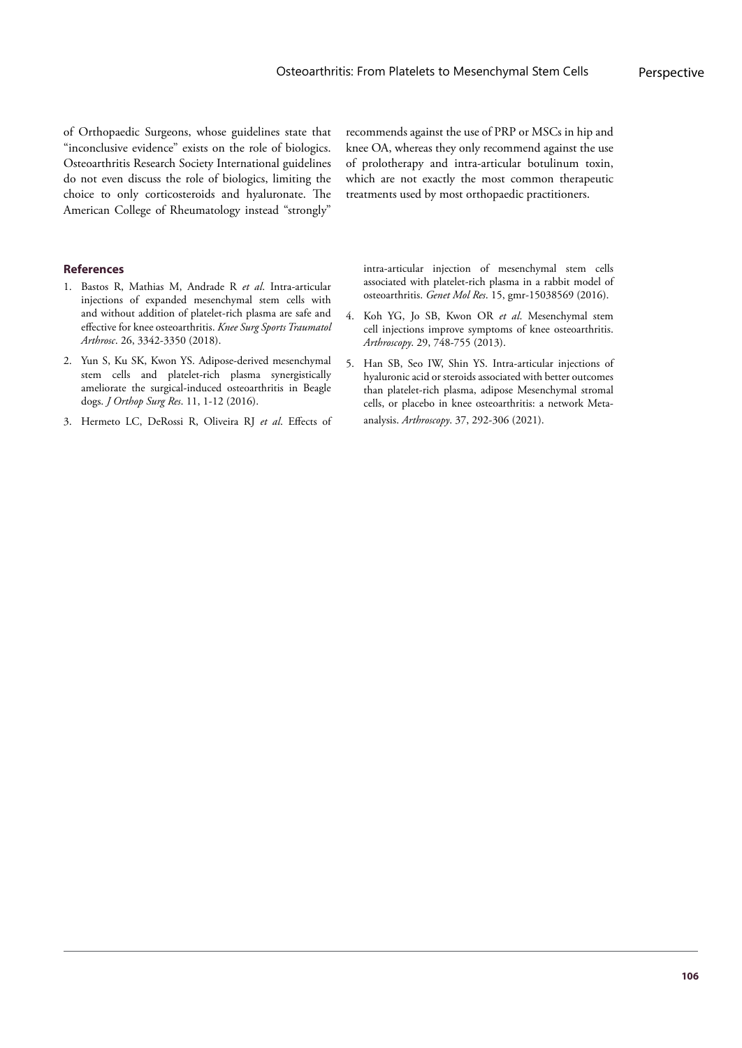of Orthopaedic Surgeons, whose guidelines state that "inconclusive evidence" exists on the role of biologics. Osteoarthritis Research Society International guidelines do not even discuss the role of biologics, limiting the choice to only corticosteroids and hyaluronate. The American College of Rheumatology instead "strongly" recommends against the use of PRP or MSCs in hip and knee OA, whereas they only recommend against the use of prolotherapy and intra-articular botulinum toxin, which are not exactly the most common therapeutic treatments used by most orthopaedic practitioners.

## References

1. Bastos R, Mathias M, Andrade R *et al*. Intra-articular injections of expanded mesenchymal stem cells with and without addition of platelet-rich plasma are safe and effective for knee osteoarthritis. *Knee Surg Sports Traumatol Arthrosc*. 26, 3342-3350 (2018).
2. Yun S, Ku SK, Kwon YS. Adipose-derived mesenchymal stem cells and platelet-rich plasma synergistically ameliorate the surgical-induced osteoarthritis in Beagle dogs. *J Orthop Surg Res*. 11, 1-12 (2016).
3. Hermeto LC, DeRossi R, Oliveira RJ *et al*. Effects of intra-articular injection of mesenchymal stem cells associated with platelet-rich plasma in a rabbit model of osteoarthritis. *Genet Mol Res*. 15, gmr-15038569 (2016).
4. Koh YG, Jo SB, Kwon OR *et al*. Mesenchymal stem cell injections improve symptoms of knee osteoarthritis. *Arthroscopy*. 29, 748-755 (2013).
5. Han SB, Seo IW, Shin YS. Intra-articular injections of hyaluronic acid or steroids associated with better outcomes than platelet-rich plasma, adipose Mesenchymal stromal cells, or placebo in knee osteoarthritis: a network Meta-analysis. *Arthroscopy*. 37, 292-306 (2021).